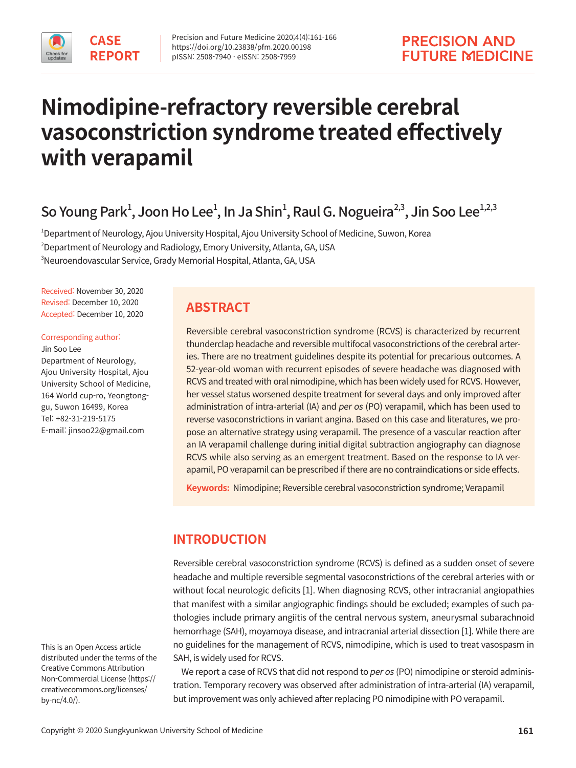CASE REPORT

# Nimodipine-refractory reversible cerebral vasoconstriction syndrome treated effectively with verapamil

So Young Park[1], Joon Ho Lee[1], In Ja Shin[1], Raul G. Nogueira[2,3], Jin Soo Lee[1,2,3]

[1]Department of Neurology, Ajou University Hospital, Ajou University School of Medicine, Suwon, Korea
[2]Department of Neurology and Radiology, Emory University, Atlanta, GA, USA
[3]Neuroendovascular Service, Grady Memorial Hospital, Atlanta, GA, USA

Received: November 30, 2020
Revised: December 10, 2020
Accepted: December 10, 2020

Corresponding author:
Jin Soo Lee
Department of Neurology, Ajou University Hospital, Ajou University School of Medicine, 164 World cup-ro, Yeongtong-gu, Suwon 16499, Korea
Tel: +82-31-219-5175
E-mail: jinsoo22@gmail.com

## ABSTRACT

Reversible cerebral vasoconstriction syndrome (RCVS) is characterized by recurrent thunderclap headache and reversible multifocal vasoconstrictions of the cerebral arteries. There are no treatment guidelines despite its potential for precarious outcomes. A 52-year-old woman with recurrent episodes of severe headache was diagnosed with RCVS and treated with oral nimodipine, which has been widely used for RCVS. However, her vessel status worsened despite treatment for several days and only improved after administration of intra-arterial (IA) and *per os* (PO) verapamil, which has been used to reverse vasoconstrictions in variant angina. Based on this case and literatures, we propose an alternative strategy using verapamil. The presence of a vascular reaction after an IA verapamil challenge during initial digital subtraction angiography can diagnose RCVS while also serving as an emergent treatment. Based on the response to IA verapamil, PO verapamil can be prescribed if there are no contraindications or side effects.

**Keywords:** Nimodipine; Reversible cerebral vasoconstriction syndrome; Verapamil

## INTRODUCTION

Reversible cerebral vasoconstriction syndrome (RCVS) is defined as a sudden onset of severe headache and multiple reversible segmental vasoconstrictions of the cerebral arteries with or without focal neurologic deficits [1]. When diagnosing RCVS, other intracranial angiopathies that manifest with a similar angiographic findings should be excluded; examples of such pathologies include primary angiitis of the central nervous system, aneurysmal subarachnoid hemorrhage (SAH), moyamoya disease, and intracranial arterial dissection [1]. While there are no guidelines for the management of RCVS, nimodipine, which is used to treat vasospasm in SAH, is widely used for RCVS.

We report a case of RCVS that did not respond to *per os* (PO) nimodipine or steroid administration. Temporary recovery was observed after administration of intra-arterial (IA) verapamil, but improvement was only achieved after replacing PO nimodipine with PO verapamil.

This is an Open Access article distributed under the terms of the Creative Commons Attribution Non-Commercial License (https://creativecommons.org/licenses/by-nc/4.0/).

Copyright © 2020 Sungkyunkwan University School of Medicine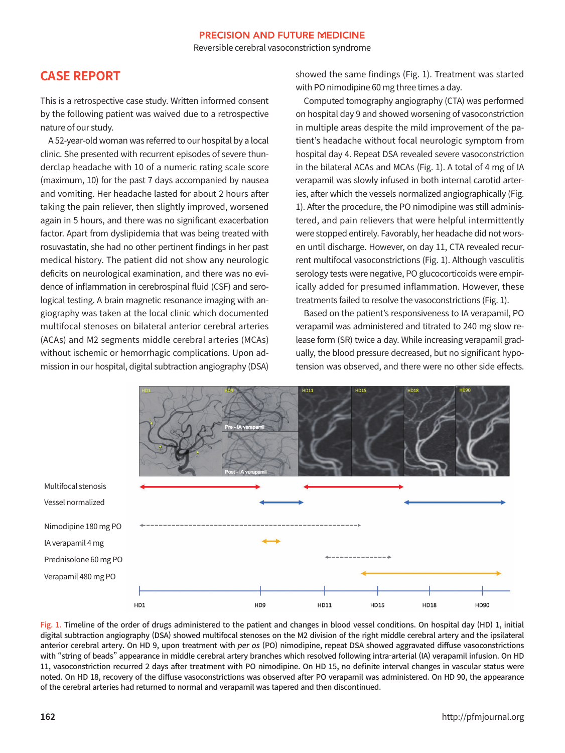## CASE REPORT

This is a retrospective case study. Written informed consent by the following patient was waived due to a retrospective nature of our study.

A 52-year-old woman was referred to our hospital by a local clinic. She presented with recurrent episodes of severe thunderclap headache with 10 of a numeric rating scale score (maximum, 10) for the past 7 days accompanied by nausea and vomiting. Her headache lasted for about 2 hours after taking the pain reliever, then slightly improved, worsened again in 5 hours, and there was no significant exacerbation factor. Apart from dyslipidemia that was being treated with rosuvastatin, she had no other pertinent findings in her past medical history. The patient did not show any neurologic deficits on neurological examination, and there was no evidence of inflammation in cerebrospinal fluid (CSF) and serological testing. A brain magnetic resonance imaging with angiography was taken at the local clinic which documented multifocal stenoses on bilateral anterior cerebral arteries (ACAs) and M2 segments middle cerebral arteries (MCAs) without ischemic or hemorrhagic complications. Upon admission in our hospital, digital subtraction angiography (DSA) showed the same findings (Fig. 1). Treatment was started with PO nimodipine 60 mg three times a day.

Computed tomography angiography (CTA) was performed on hospital day 9 and showed worsening of vasoconstriction in multiple areas despite the mild improvement of the patient's headache without focal neurologic symptom from hospital day 4. Repeat DSA revealed severe vasoconstriction in the bilateral ACAs and MCAs (Fig. 1). A total of 4 mg of IA verapamil was slowly infused in both internal carotid arteries, after which the vessels normalized angiographically (Fig. 1). After the procedure, the PO nimodipine was still administered, and pain relievers that were helpful intermittently were stopped entirely. Favorably, her headache did not worsen until discharge. However, on day 11, CTA revealed recurrent multifocal vasoconstrictions (Fig. 1). Although vasculitis serology tests were negative, PO glucocorticoids were empirically added for presumed inflammation. However, these treatments failed to resolve the vasoconstrictions (Fig. 1).

Based on the patient's responsiveness to IA verapamil, PO verapamil was administered and titrated to 240 mg slow release form (SR) twice a day. While increasing verapamil gradually, the blood pressure decreased, but no significant hypotension was observed, and there were no other side effects.

Fig. 1. Timeline of the order of drugs administered to the patient and changes in blood vessel conditions. On hospital day (HD) 1, initial digital subtraction angiography (DSA) showed multifocal stenoses on the M2 division of the right middle cerebral artery and the ipsilateral anterior cerebral artery. On HD 9, upon treatment with *per os* (PO) nimodipine, repeat DSA showed aggravated diffuse vasoconstrictions with "string of beads" appearance in middle cerebral artery branches which resolved following intra-arterial (IA) verapamil infusion. On HD 11, vasoconstriction recurred 2 days after treatment with PO nimodipine. On HD 15, no definite interval changes in vascular status were noted. On HD 18, recovery of the diffuse vasoconstrictions was observed after PO verapamil was administered. On HD 90, the appearance of the cerebral arteries had returned to normal and verapamil was tapered and then discontinued.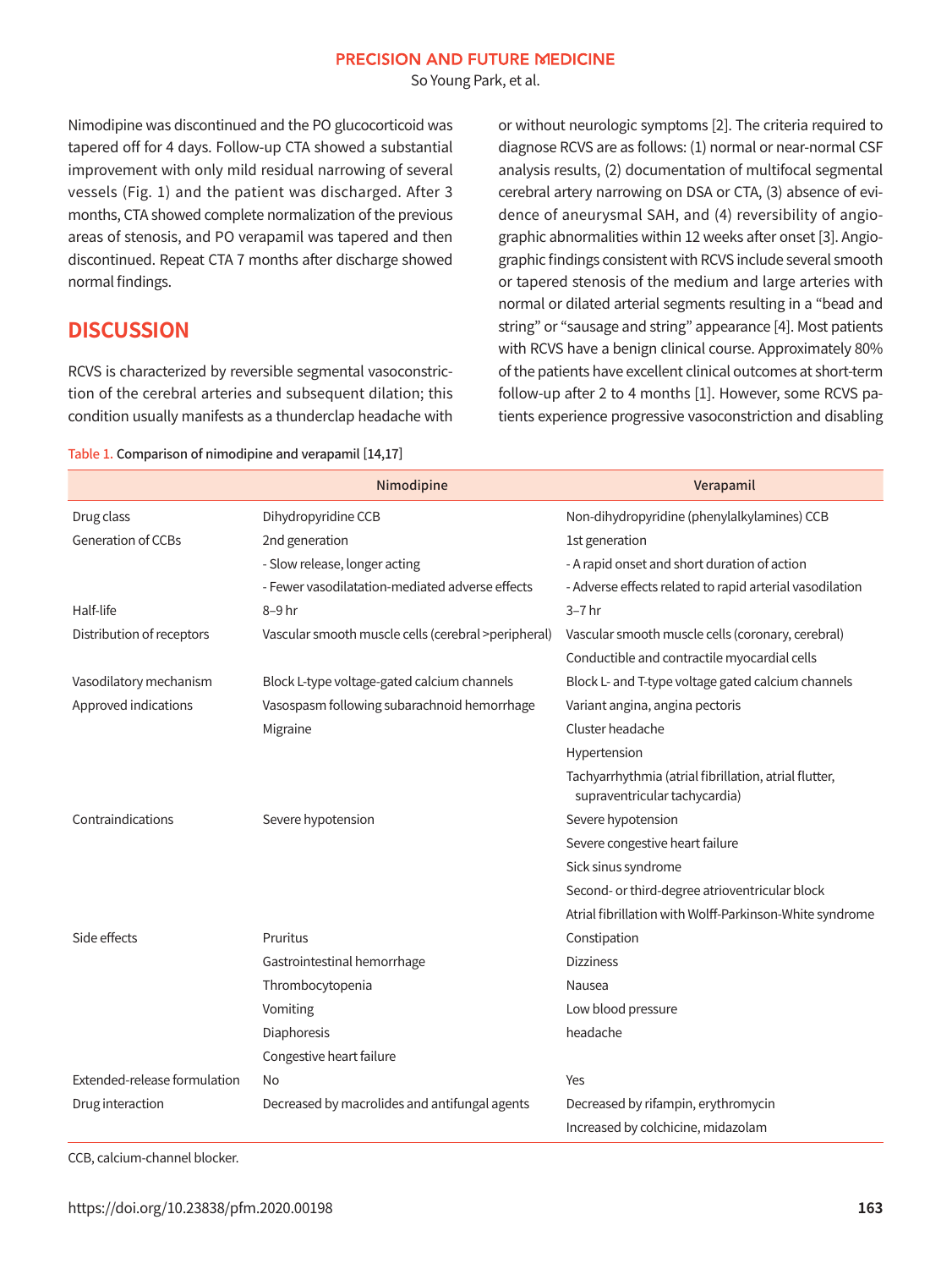Nimodipine was discontinued and the PO glucocorticoid was tapered off for 4 days. Follow-up CTA showed a substantial improvement with only mild residual narrowing of several vessels (Fig. 1) and the patient was discharged. After 3 months, CTA showed complete normalization of the previous areas of stenosis, and PO verapamil was tapered and then discontinued. Repeat CTA 7 months after discharge showed normal findings.

## DISCUSSION

RCVS is characterized by reversible segmental vasoconstriction of the cerebral arteries and subsequent dilation; this condition usually manifests as a thunderclap headache with or without neurologic symptoms [2]. The criteria required to diagnose RCVS are as follows: (1) normal or near-normal CSF analysis results, (2) documentation of multifocal segmental cerebral artery narrowing on DSA or CTA, (3) absence of evidence of aneurysmal SAH, and (4) reversibility of angiographic abnormalities within 12 weeks after onset [3]. Angiographic findings consistent with RCVS include several smooth or tapered stenosis of the medium and large arteries with normal or dilated arterial segments resulting in a "bead and string" or "sausage and string" appearance [4]. Most patients with RCVS have a benign clinical course. Approximately 80% of the patients have excellent clinical outcomes at short-term follow-up after 2 to 4 months [1]. However, some RCVS patients experience progressive vasoconstriction and disabling

Table 1. Comparison of nimodipine and verapamil [14,17]

| | Nimodipine | Verapamil |
|---|---|---|
| Drug class | Dihydropyridine CCB | Non-dihydropyridine (phenylalkylamines) CCB |
| Generation of CCBs | 2nd generation | 1st generation |
| | - Slow release, longer acting | - A rapid onset and short duration of action |
| | - Fewer vasodilatation-mediated adverse effects | - Adverse effects related to rapid arterial vasodilation |
| Half-life | 8–9 hr | 3–7 hr |
| Distribution of receptors | Vascular smooth muscle cells (cerebral >peripheral) | Vascular smooth muscle cells (coronary, cerebral) |
| | | Conductible and contractile myocardial cells |
| Vasodilatory mechanism | Block L-type voltage-gated calcium channels | Block L- and T-type voltage gated calcium channels |
| Approved indications | Vasospasm following subarachnoid hemorrhage | Variant angina, angina pectoris |
| | Migraine | Cluster headache |
| | | Hypertension |
| | | Tachyarrhythmia (atrial fibrillation, atrial flutter, supraventricular tachycardia) |
| Contraindications | Severe hypotension | Severe hypotension |
| | | Severe congestive heart failure |
| | | Sick sinus syndrome |
| | | Second- or third-degree atrioventricular block |
| | | Atrial fibrillation with Wolff-Parkinson-White syndrome |
| Side effects | Pruritus | Constipation |
| | Gastrointestinal hemorrhage | Dizziness |
| | Thrombocytopenia | Nausea |
| | Vomiting | Low blood pressure |
| | Diaphoresis | headache |
| | Congestive heart failure | |
| Extended-release formulation | No | Yes |
| Drug interaction | Decreased by macrolides and antifungal agents | Decreased by rifampin, erythromycin |
| | | Increased by colchicine, midazolam |

CCB, calcium-channel blocker.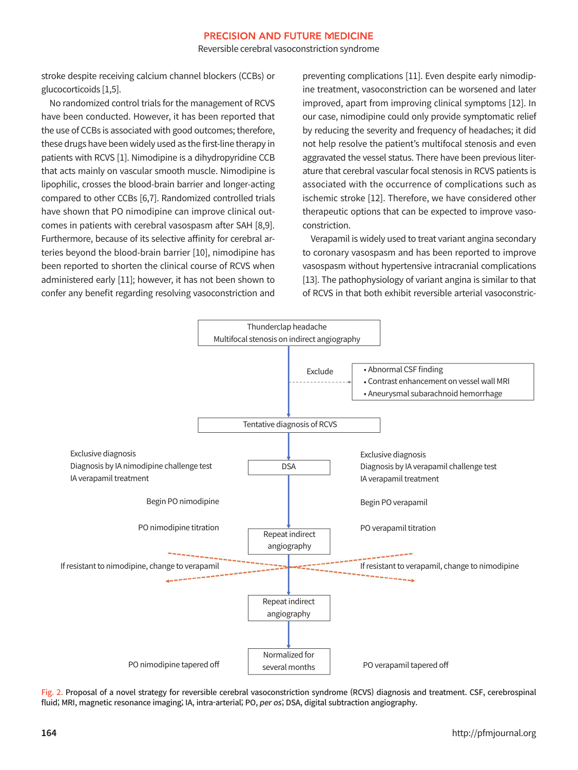stroke despite receiving calcium channel blockers (CCBs) or glucocorticoids [1,5].

No randomized control trials for the management of RCVS have been conducted. However, it has been reported that the use of CCBs is associated with good outcomes; therefore, these drugs have been widely used as the first-line therapy in patients with RCVS [1]. Nimodipine is a dihydropyridine CCB that acts mainly on vascular smooth muscle. Nimodipine is lipophilic, crosses the blood-brain barrier and longer-acting compared to other CCBs [6,7]. Randomized controlled trials have shown that PO nimodipine can improve clinical outcomes in patients with cerebral vasospasm after SAH [8,9]. Furthermore, because of its selective affinity for cerebral arteries beyond the blood-brain barrier [10], nimodipine has been reported to shorten the clinical course of RCVS when administered early [11]; however, it has not been shown to confer any benefit regarding resolving vasoconstriction and preventing complications [11]. Even despite early nimodipine treatment, vasoconstriction can be worsened and later improved, apart from improving clinical symptoms [12]. In our case, nimodipine could only provide symptomatic relief by reducing the severity and frequency of headaches; it did not help resolve the patient's multifocal stenosis and even aggravated the vessel status. There have been previous literature that cerebral vascular focal stenosis in RCVS patients is associated with the occurrence of complications such as ischemic stroke [12]. Therefore, we have considered other therapeutic options that can be expected to improve vasoconstriction.

Verapamil is widely used to treat variant angina secondary to coronary vasospasm and has been reported to improve vasospasm without hypertensive intracranial complications [13]. The pathophysiology of variant angina is similar to that of RCVS in that both exhibit reversible arterial vasoconstric-

Thunderclap headache
Multifocal stenosis on indirect angiography

Exclude
- Abnormal CSF finding
- Contrast enhancement on vessel wall MRI
- Aneurysmal subarachnoid hemorrhage

Tentative diagnosis of RCVS

DSA

Exclusive diagnosis
Diagnosis by IA nimodipine challenge test
IA verapamil treatment

Exclusive diagnosis
Diagnosis by IA verapamil challenge test
IA verapamil treatment

Begin PO nimodipine | Begin PO verapamil

PO nimodipine titration | PO verapamil titration

Repeat indirect angiography

If resistant to nimodipine, change to verapamil | If resistant to verapamil, change to nimodipine

Repeat indirect angiography

Normalized for several months

PO nimodipine tapered off | PO verapamil tapered off

Fig. 2. Proposal of a novel strategy for reversible cerebral vasoconstriction syndrome (RCVS) diagnosis and treatment. CSF, cerebrospinal fluid; MRI, magnetic resonance imaging; IA, intra-arterial; PO, *per os*; DSA, digital subtraction angiography.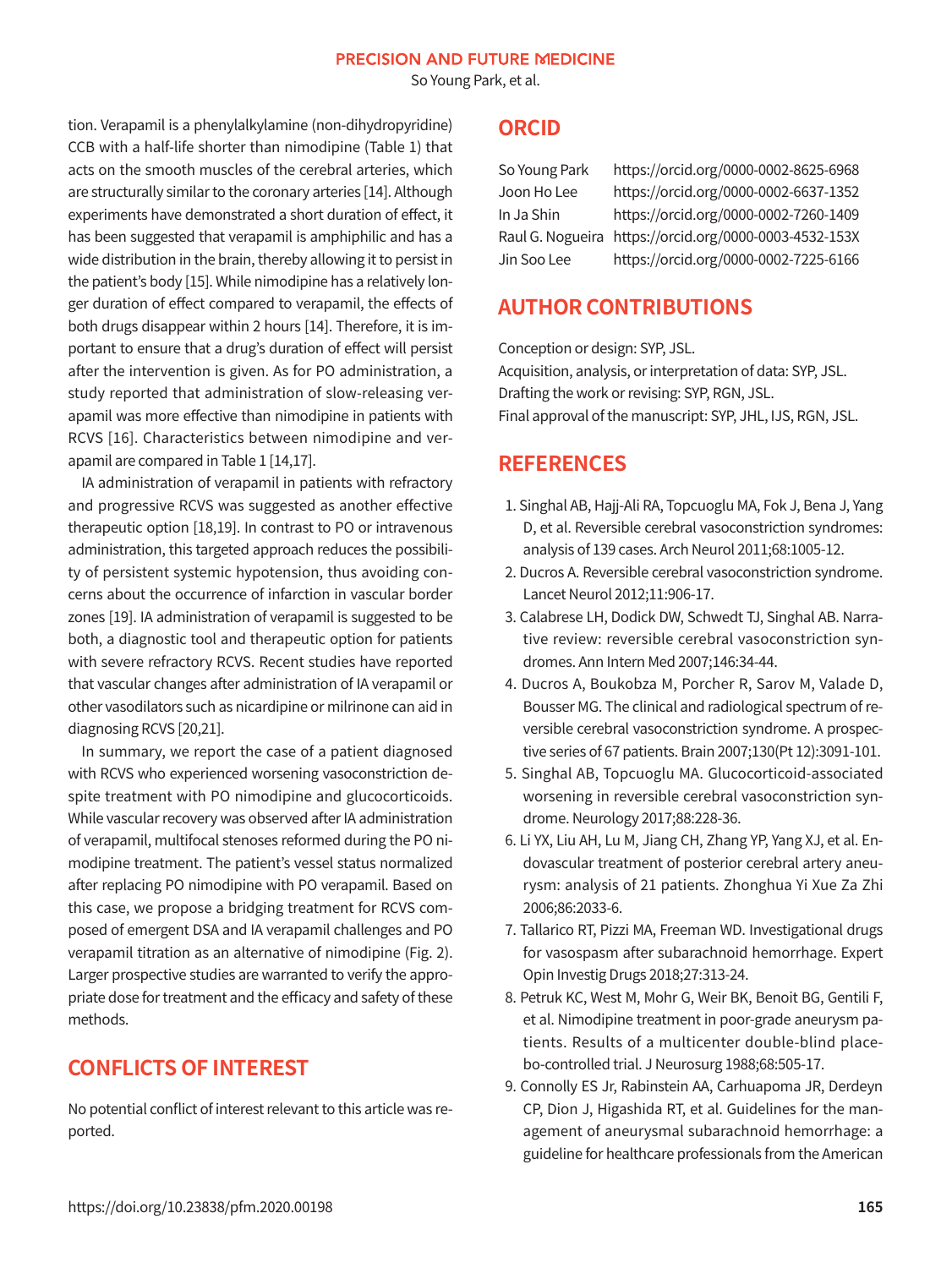tion. Verapamil is a phenylalkylamine (non-dihydropyridine) CCB with a half-life shorter than nimodipine (Table 1) that acts on the smooth muscles of the cerebral arteries, which are structurally similar to the coronary arteries [14]. Although experiments have demonstrated a short duration of effect, it has been suggested that verapamil is amphiphilic and has a wide distribution in the brain, thereby allowing it to persist in the patient's body [15]. While nimodipine has a relatively longer duration of effect compared to verapamil, the effects of both drugs disappear within 2 hours [14]. Therefore, it is important to ensure that a drug's duration of effect will persist after the intervention is given. As for PO administration, a study reported that administration of slow-releasing verapamil was more effective than nimodipine in patients with RCVS [16]. Characteristics between nimodipine and verapamil are compared in Table 1 [14,17].

IA administration of verapamil in patients with refractory and progressive RCVS was suggested as another effective therapeutic option [18,19]. In contrast to PO or intravenous administration, this targeted approach reduces the possibility of persistent systemic hypotension, thus avoiding concerns about the occurrence of infarction in vascular border zones [19]. IA administration of verapamil is suggested to be both, a diagnostic tool and therapeutic option for patients with severe refractory RCVS. Recent studies have reported that vascular changes after administration of IA verapamil or other vasodilators such as nicardipine or milrinone can aid in diagnosing RCVS [20,21].

In summary, we report the case of a patient diagnosed with RCVS who experienced worsening vasoconstriction despite treatment with PO nimodipine and glucocorticoids. While vascular recovery was observed after IA administration of verapamil, multifocal stenoses reformed during the PO nimodipine treatment. The patient's vessel status normalized after replacing PO nimodipine with PO verapamil. Based on this case, we propose a bridging treatment for RCVS composed of emergent DSA and IA verapamil challenges and PO verapamil titration as an alternative of nimodipine (Fig. 2). Larger prospective studies are warranted to verify the appropriate dose for treatment and the efficacy and safety of these methods.

## CONFLICTS OF INTEREST

No potential conflict of interest relevant to this article was reported.

## ORCID

| | |
|---|---|
| So Young Park | https://orcid.org/0000-0002-8625-6968 |
| Joon Ho Lee | https://orcid.org/0000-0002-6637-1352 |
| In Ja Shin | https://orcid.org/0000-0002-7260-1409 |
| Raul G. Nogueira | https://orcid.org/0000-0003-4532-153X |
| Jin Soo Lee | https://orcid.org/0000-0002-7225-6166 |

## AUTHOR CONTRIBUTIONS

Conception or design: SYP, JSL.
Acquisition, analysis, or interpretation of data: SYP, JSL.
Drafting the work or revising: SYP, RGN, JSL.
Final approval of the manuscript: SYP, JHL, IJS, RGN, JSL.

## REFERENCES

1. Singhal AB, Hajj-Ali RA, Topcuoglu MA, Fok J, Bena J, Yang D, et al. Reversible cerebral vasoconstriction syndromes: analysis of 139 cases. Arch Neurol 2011;68:1005-12.
2. Ducros A. Reversible cerebral vasoconstriction syndrome. Lancet Neurol 2012;11:906-17.
3. Calabrese LH, Dodick DW, Schwedt TJ, Singhal AB. Narrative review: reversible cerebral vasoconstriction syndromes. Ann Intern Med 2007;146:34-44.
4. Ducros A, Boukobza M, Porcher R, Sarov M, Valade D, Bousser MG. The clinical and radiological spectrum of reversible cerebral vasoconstriction syndrome. A prospective series of 67 patients. Brain 2007;130(Pt 12):3091-101.
5. Singhal AB, Topcuoglu MA. Glucocorticoid-associated worsening in reversible cerebral vasoconstriction syndrome. Neurology 2017;88:228-36.
6. Li YX, Liu AH, Lu M, Jiang CH, Zhang YP, Yang XJ, et al. Endovascular treatment of posterior cerebral artery aneurysm: analysis of 21 patients. Zhonghua Yi Xue Za Zhi 2006;86:2033-6.
7. Tallarico RT, Pizzi MA, Freeman WD. Investigational drugs for vasospasm after subarachnoid hemorrhage. Expert Opin Investig Drugs 2018;27:313-24.
8. Petruk KC, West M, Mohr G, Weir BK, Benoit BG, Gentili F, et al. Nimodipine treatment in poor-grade aneurysm patients. Results of a multicenter double-blind placebo-controlled trial. J Neurosurg 1988;68:505-17.
9. Connolly ES Jr, Rabinstein AA, Carhuapoma JR, Derdeyn CP, Dion J, Higashida RT, et al. Guidelines for the management of aneurysmal subarachnoid hemorrhage: a guideline for healthcare professionals from the American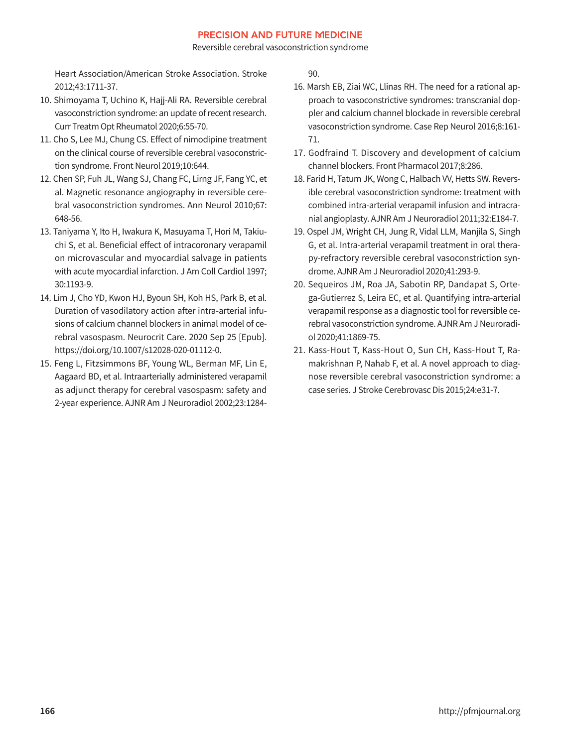Heart Association/American Stroke Association. Stroke 2012;43:1711-37.

10. Shimoyama T, Uchino K, Hajj-Ali RA. Reversible cerebral vasoconstriction syndrome: an update of recent research. Curr Treatm Opt Rheumatol 2020;6:55-70.
11. Cho S, Lee MJ, Chung CS. Effect of nimodipine treatment on the clinical course of reversible cerebral vasoconstriction syndrome. Front Neurol 2019;10:644.
12. Chen SP, Fuh JL, Wang SJ, Chang FC, Lirng JF, Fang YC, et al. Magnetic resonance angiography in reversible cerebral vasoconstriction syndromes. Ann Neurol 2010;67:648-56.
13. Taniyama Y, Ito H, Iwakura K, Masuyama T, Hori M, Takiuchi S, et al. Beneficial effect of intracoronary verapamil on microvascular and myocardial salvage in patients with acute myocardial infarction. J Am Coll Cardiol 1997;30:1193-9.
14. Lim J, Cho YD, Kwon HJ, Byoun SH, Koh HS, Park B, et al. Duration of vasodilatory action after intra-arterial infusions of calcium channel blockers in animal model of cerebral vasospasm. Neurocrit Care. 2020 Sep 25 [Epub]. https://doi.org/10.1007/s12028-020-01112-0.
15. Feng L, Fitzsimmons BF, Young WL, Berman MF, Lin E, Aagaard BD, et al. Intraarterially administered verapamil as adjunct therapy for cerebral vasospasm: safety and 2-year experience. AJNR Am J Neuroradiol 2002;23:1284-90.
16. Marsh EB, Ziai WC, Llinas RH. The need for a rational approach to vasoconstrictive syndromes: transcranial doppler and calcium channel blockade in reversible cerebral vasoconstriction syndrome. Case Rep Neurol 2016;8:161-71.
17. Godfraind T. Discovery and development of calcium channel blockers. Front Pharmacol 2017;8:286.
18. Farid H, Tatum JK, Wong C, Halbach VV, Hetts SW. Reversible cerebral vasoconstriction syndrome: treatment with combined intra-arterial verapamil infusion and intracranial angioplasty. AJNR Am J Neuroradiol 2011;32:E184-7.
19. Ospel JM, Wright CH, Jung R, Vidal LLM, Manjila S, Singh G, et al. Intra-arterial verapamil treatment in oral therapy-refractory reversible cerebral vasoconstriction syndrome. AJNR Am J Neuroradiol 2020;41:293-9.
20. Sequeiros JM, Roa JA, Sabotin RP, Dandapat S, Ortega-Gutierrez S, Leira EC, et al. Quantifying intra-arterial verapamil response as a diagnostic tool for reversible cerebral vasoconstriction syndrome. AJNR Am J Neuroradiol 2020;41:1869-75.
21. Kass-Hout T, Kass-Hout O, Sun CH, Kass-Hout T, Ramakrishnan P, Nahab F, et al. A novel approach to diagnose reversible cerebral vasoconstriction syndrome: a case series. J Stroke Cerebrovasc Dis 2015;24:e31-7.